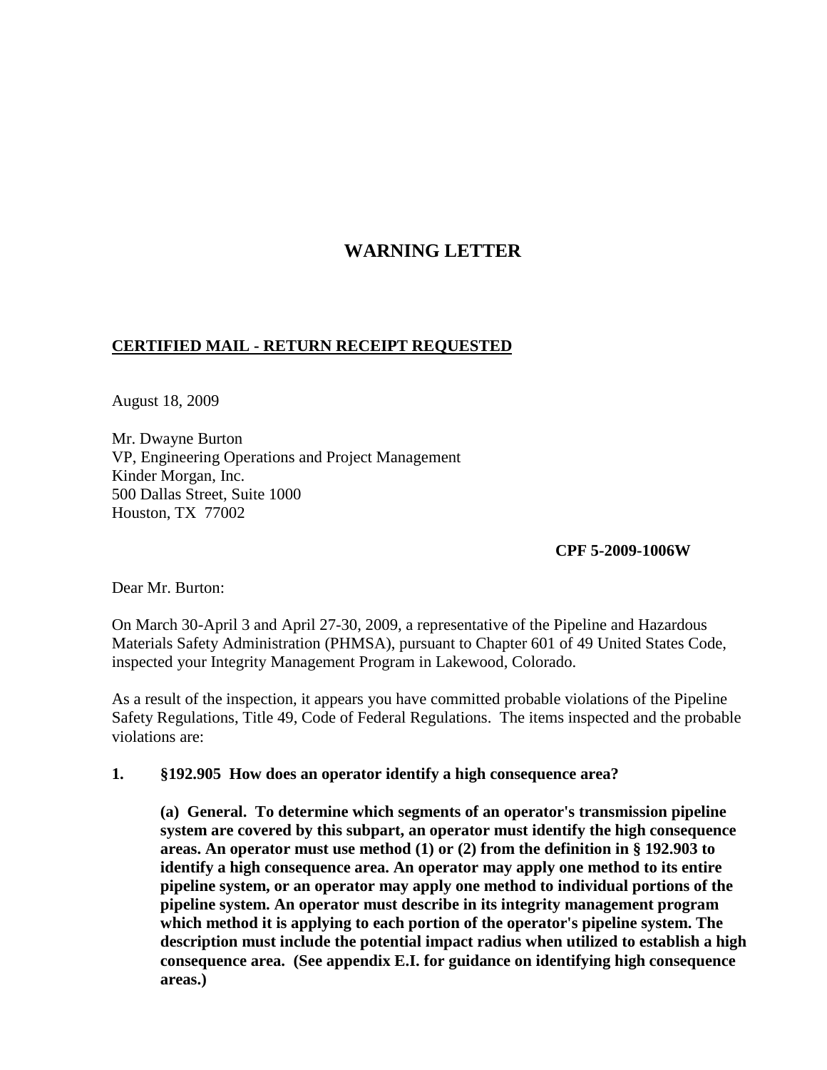# WARNING LETTER

**CERTIFIED MAIL - RETURN RECEIPT REQUESTED**

August 18, 2009

Mr. Dwayne Burton
VP, Engineering Operations and Project Management
Kinder Morgan, Inc.
500 Dallas Street, Suite 1000
Houston, TX 77002

**CPF 5-2009-1006W**

Dear Mr. Burton:

On March 30-April 3 and April 27-30, 2009, a representative of the Pipeline and Hazardous Materials Safety Administration (PHMSA), pursuant to Chapter 601 of 49 United States Code, inspected your Integrity Management Program in Lakewood, Colorado.

As a result of the inspection, it appears you have committed probable violations of the Pipeline Safety Regulations, Title 49, Code of Federal Regulations. The items inspected and the probable violations are:

**1. §192.905 How does an operator identify a high consequence area?**

**(a) General. To determine which segments of an operator's transmission pipeline system are covered by this subpart, an operator must identify the high consequence areas. An operator must use method (1) or (2) from the definition in § 192.903 to identify a high consequence area. An operator may apply one method to its entire pipeline system, or an operator may apply one method to individual portions of the pipeline system. An operator must describe in its integrity management program which method it is applying to each portion of the operator's pipeline system. The description must include the potential impact radius when utilized to establish a high consequence area. (See appendix E.I. for guidance on identifying high consequence areas.)**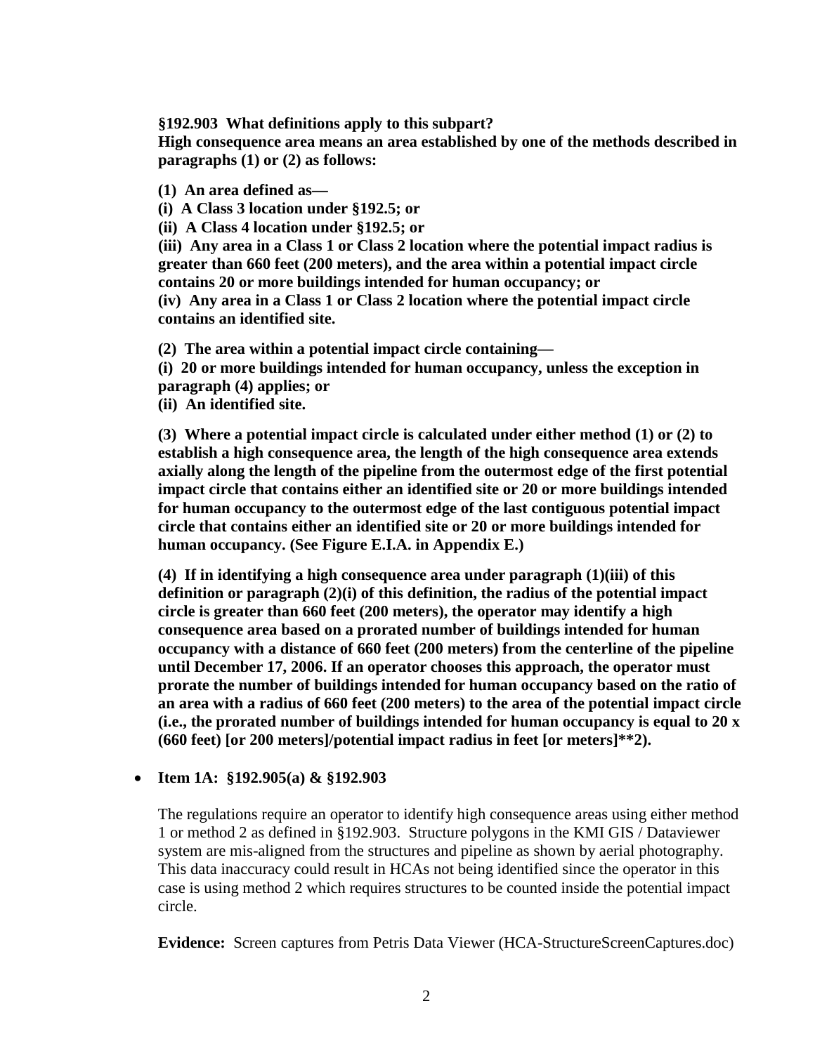**§192.903 What definitions apply to this subpart?**
**High consequence area means an area established by one of the methods described in paragraphs (1) or (2) as follows:**

**(1) An area defined as—**
**(i) A Class 3 location under §192.5; or**
**(ii) A Class 4 location under §192.5; or**
**(iii) Any area in a Class 1 or Class 2 location where the potential impact radius is greater than 660 feet (200 meters), and the area within a potential impact circle contains 20 or more buildings intended for human occupancy; or**
**(iv) Any area in a Class 1 or Class 2 location where the potential impact circle contains an identified site.**

**(2) The area within a potential impact circle containing—**
**(i) 20 or more buildings intended for human occupancy, unless the exception in paragraph (4) applies; or**
**(ii) An identified site.**

**(3) Where a potential impact circle is calculated under either method (1) or (2) to establish a high consequence area, the length of the high consequence area extends axially along the length of the pipeline from the outermost edge of the first potential impact circle that contains either an identified site or 20 or more buildings intended for human occupancy to the outermost edge of the last contiguous potential impact circle that contains either an identified site or 20 or more buildings intended for human occupancy. (See Figure E.I.A. in Appendix E.)**

**(4) If in identifying a high consequence area under paragraph (1)(iii) of this definition or paragraph (2)(i) of this definition, the radius of the potential impact circle is greater than 660 feet (200 meters), the operator may identify a high consequence area based on a prorated number of buildings intended for human occupancy with a distance of 660 feet (200 meters) from the centerline of the pipeline until December 17, 2006. If an operator chooses this approach, the operator must prorate the number of buildings intended for human occupancy based on the ratio of an area with a radius of 660 feet (200 meters) to the area of the potential impact circle (i.e., the prorated number of buildings intended for human occupancy is equal to 20 x (660 feet) [or 200 meters]/potential impact radius in feet [or meters]**2).**

- **Item 1A: §192.905(a) & §192.903**

  The regulations require an operator to identify high consequence areas using either method 1 or method 2 as defined in §192.903. Structure polygons in the KMI GIS / Dataviewer system are mis-aligned from the structures and pipeline as shown by aerial photography. This data inaccuracy could result in HCAs not being identified since the operator in this case is using method 2 which requires structures to be counted inside the potential impact circle.

  **Evidence:** Screen captures from Petris Data Viewer (HCA-StructureScreenCaptures.doc)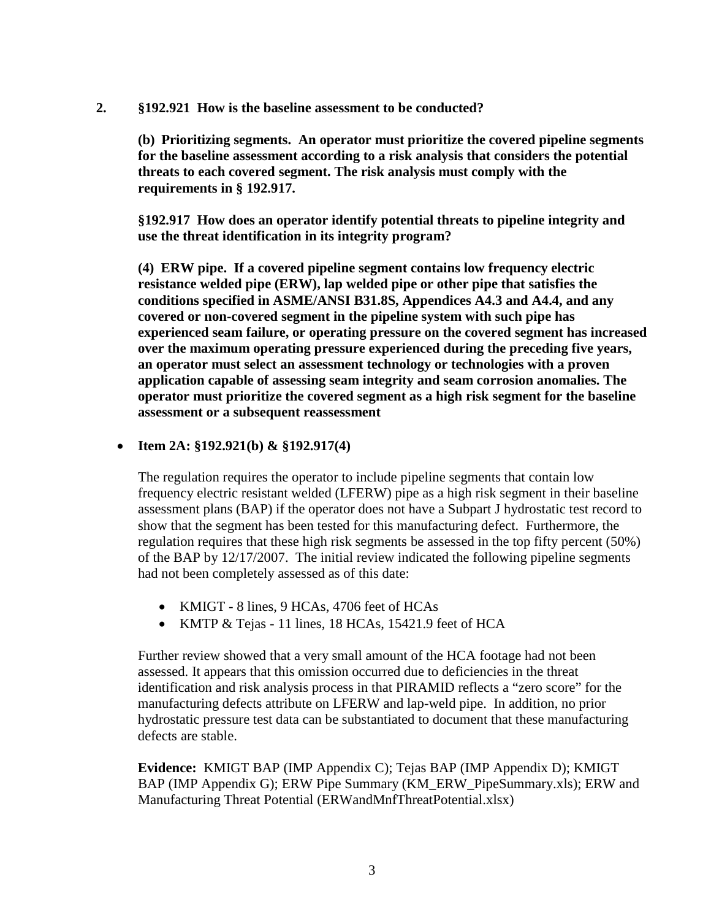**2. §192.921 How is the baseline assessment to be conducted?**

**(b) Prioritizing segments. An operator must prioritize the covered pipeline segments for the baseline assessment according to a risk analysis that considers the potential threats to each covered segment. The risk analysis must comply with the requirements in § 192.917.**

**§192.917 How does an operator identify potential threats to pipeline integrity and use the threat identification in its integrity program?**

**(4) ERW pipe. If a covered pipeline segment contains low frequency electric resistance welded pipe (ERW), lap welded pipe or other pipe that satisfies the conditions specified in ASME/ANSI B31.8S, Appendices A4.3 and A4.4, and any covered or non-covered segment in the pipeline system with such pipe has experienced seam failure, or operating pressure on the covered segment has increased over the maximum operating pressure experienced during the preceding five years, an operator must select an assessment technology or technologies with a proven application capable of assessing seam integrity and seam corrosion anomalies. The operator must prioritize the covered segment as a high risk segment for the baseline assessment or a subsequent reassessment**

- **Item 2A: §192.921(b) & §192.917(4)**

The regulation requires the operator to include pipeline segments that contain low frequency electric resistant welded (LFERW) pipe as a high risk segment in their baseline assessment plans (BAP) if the operator does not have a Subpart J hydrostatic test record to show that the segment has been tested for this manufacturing defect. Furthermore, the regulation requires that these high risk segments be assessed in the top fifty percent (50%) of the BAP by 12/17/2007. The initial review indicated the following pipeline segments had not been completely assessed as of this date:

- KMIGT - 8 lines, 9 HCAs, 4706 feet of HCAs
- KMTP & Tejas - 11 lines, 18 HCAs, 15421.9 feet of HCA

Further review showed that a very small amount of the HCA footage had not been assessed. It appears that this omission occurred due to deficiencies in the threat identification and risk analysis process in that PIRAMID reflects a "zero score" for the manufacturing defects attribute on LFERW and lap-weld pipe. In addition, no prior hydrostatic pressure test data can be substantiated to document that these manufacturing defects are stable.

**Evidence:** KMIGT BAP (IMP Appendix C); Tejas BAP (IMP Appendix D); KMIGT BAP (IMP Appendix G); ERW Pipe Summary (KM_ERW_PipeSummary.xls); ERW and Manufacturing Threat Potential (ERWandMnfThreatPotential.xlsx)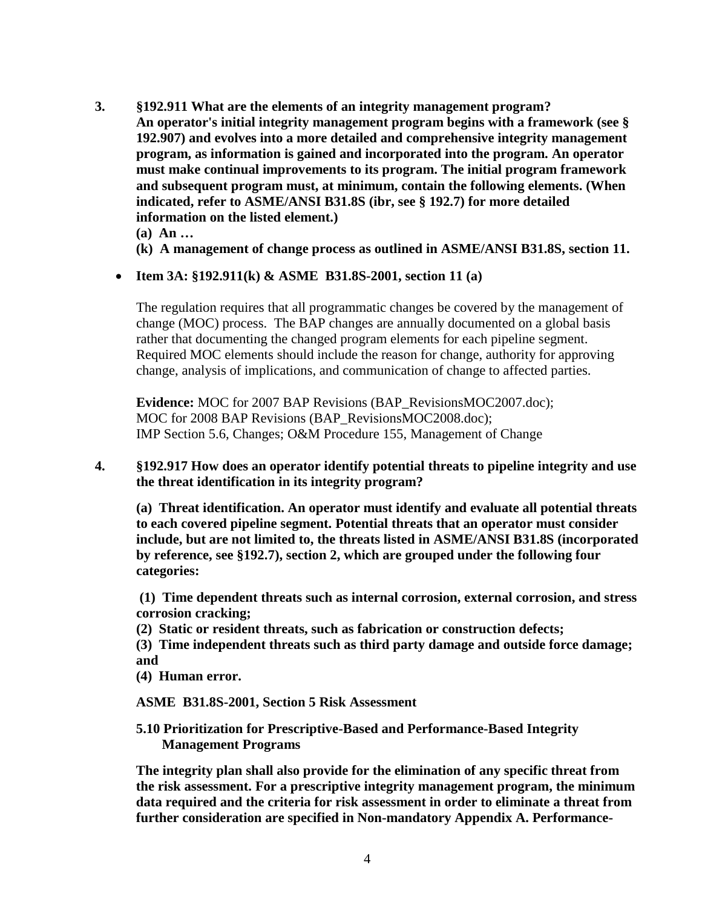**3. §192.911 What are the elements of an integrity management program?**
**An operator's initial integrity management program begins with a framework (see § 192.907) and evolves into a more detailed and comprehensive integrity management program, as information is gained and incorporated into the program. An operator must make continual improvements to its program. The initial program framework and subsequent program must, at minimum, contain the following elements. (When indicated, refer to ASME/ANSI B31.8S (ibr, see § 192.7) for more detailed information on the listed element.)**

**(a) An …**

**(k) A management of change process as outlined in ASME/ANSI B31.8S, section 11.**

- **Item 3A: §192.911(k) & ASME B31.8S-2001, section 11 (a)**

  The regulation requires that all programmatic changes be covered by the management of change (MOC) process. The BAP changes are annually documented on a global basis rather that documenting the changed program elements for each pipeline segment. Required MOC elements should include the reason for change, authority for approving change, analysis of implications, and communication of change to affected parties.

  **Evidence:** MOC for 2007 BAP Revisions (BAP_RevisionsMOC2007.doc); MOC for 2008 BAP Revisions (BAP_RevisionsMOC2008.doc); IMP Section 5.6, Changes; O&M Procedure 155, Management of Change

**4. §192.917 How does an operator identify potential threats to pipeline integrity and use the threat identification in its integrity program?**

**(a) Threat identification. An operator must identify and evaluate all potential threats to each covered pipeline segment. Potential threats that an operator must consider include, but are not limited to, the threats listed in ASME/ANSI B31.8S (incorporated by reference, see §192.7), section 2, which are grouped under the following four categories:**

**(1) Time dependent threats such as internal corrosion, external corrosion, and stress corrosion cracking;**
**(2) Static or resident threats, such as fabrication or construction defects;**
**(3) Time independent threats such as third party damage and outside force damage; and**
**(4) Human error.**

**ASME B31.8S-2001, Section 5 Risk Assessment**

**5.10 Prioritization for Prescriptive-Based and Performance-Based Integrity Management Programs**

**The integrity plan shall also provide for the elimination of any specific threat from the risk assessment. For a prescriptive integrity management program, the minimum data required and the criteria for risk assessment in order to eliminate a threat from further consideration are specified in Non-mandatory Appendix A. Performance-**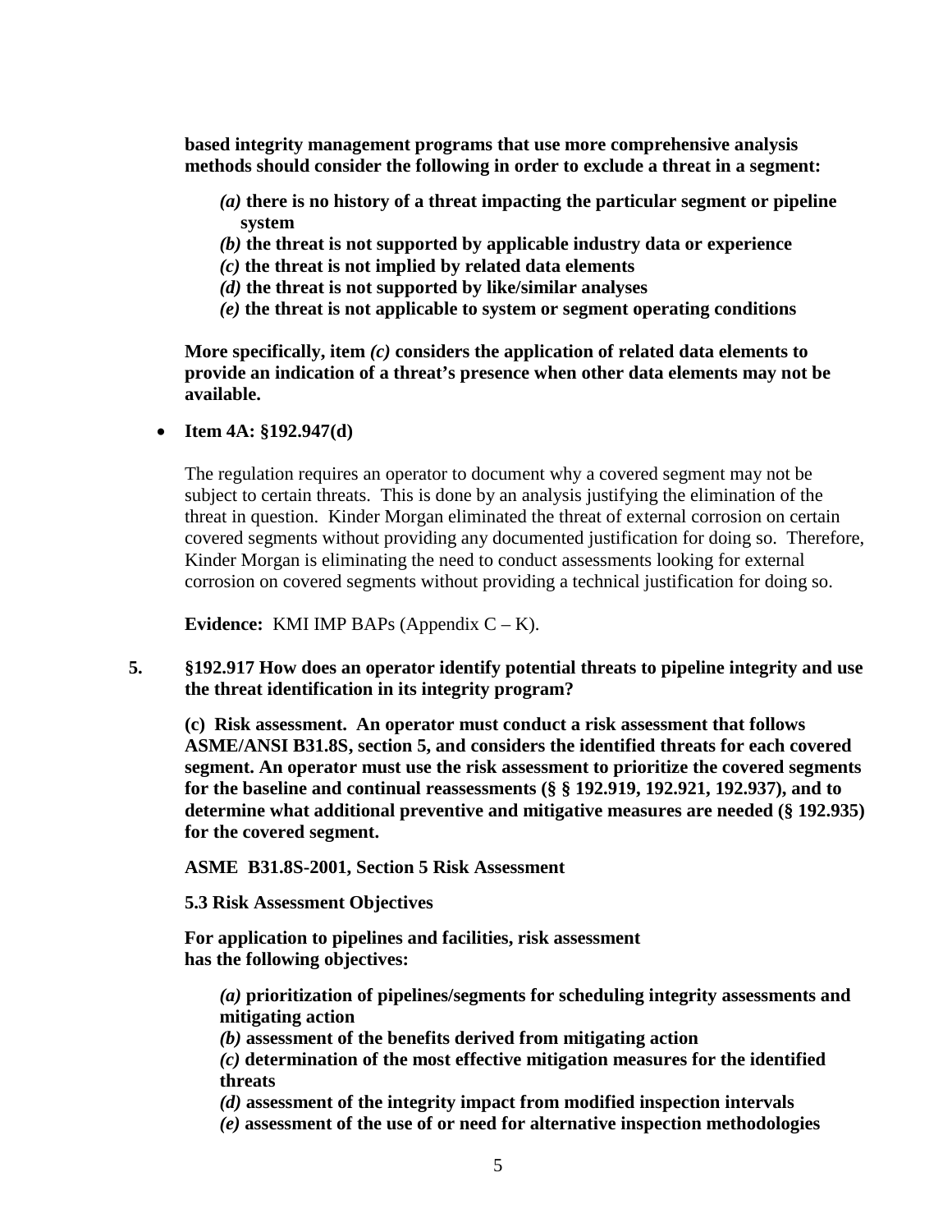**based integrity management programs that use more comprehensive analysis methods should consider the following in order to exclude a threat in a segment:**

> ***(a)*** **there is no history of a threat impacting the particular segment or pipeline system**
> ***(b)*** **the threat is not supported by applicable industry data or experience**
> ***(c)*** **the threat is not implied by related data elements**
> ***(d)*** **the threat is not supported by like/similar analyses**
> ***(e)*** **the threat is not applicable to system or segment operating conditions**

**More specifically, item *(c)* considers the application of related data elements to provide an indication of a threat's presence when other data elements may not be available.**

- **Item 4A: §192.947(d)**

  The regulation requires an operator to document why a covered segment may not be subject to certain threats. This is done by an analysis justifying the elimination of the threat in question. Kinder Morgan eliminated the threat of external corrosion on certain covered segments without providing any documented justification for doing so. Therefore, Kinder Morgan is eliminating the need to conduct assessments looking for external corrosion on covered segments without providing a technical justification for doing so.

  **Evidence:** KMI IMP BAPs (Appendix C – K).

**5. §192.917 How does an operator identify potential threats to pipeline integrity and use the threat identification in its integrity program?**

**(c) Risk assessment. An operator must conduct a risk assessment that follows ASME/ANSI B31.8S, section 5, and considers the identified threats for each covered segment. An operator must use the risk assessment to prioritize the covered segments for the baseline and continual reassessments (§ § 192.919, 192.921, 192.937), and to determine what additional preventive and mitigative measures are needed (§ 192.935) for the covered segment.**

**ASME B31.8S-2001, Section 5 Risk Assessment**

**5.3 Risk Assessment Objectives**

**For application to pipelines and facilities, risk assessment has the following objectives:**

> ***(a)*** **prioritization of pipelines/segments for scheduling integrity assessments and mitigating action**
> ***(b)*** **assessment of the benefits derived from mitigating action**
> ***(c)*** **determination of the most effective mitigation measures for the identified threats**
> ***(d)*** **assessment of the integrity impact from modified inspection intervals**
> ***(e)*** **assessment of the use of or need for alternative inspection methodologies**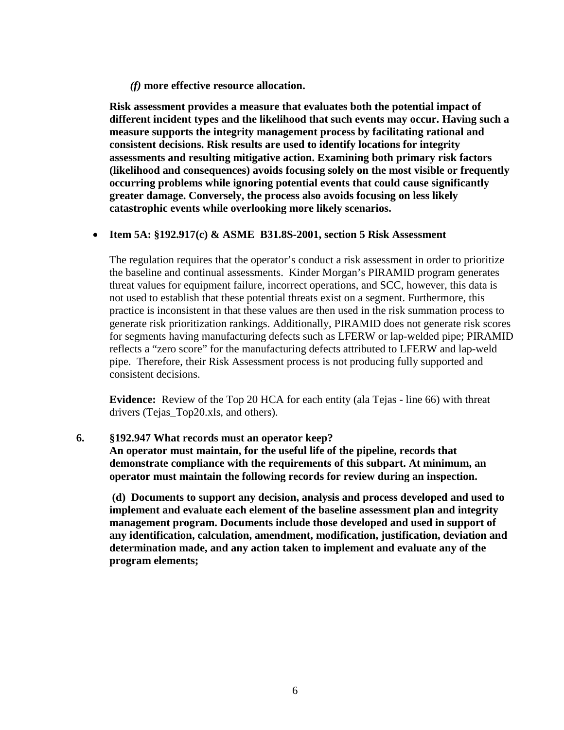***(f)* more effective resource allocation.**

**Risk assessment provides a measure that evaluates both the potential impact of different incident types and the likelihood that such events may occur. Having such a measure supports the integrity management process by facilitating rational and consistent decisions. Risk results are used to identify locations for integrity assessments and resulting mitigative action. Examining both primary risk factors (likelihood and consequences) avoids focusing solely on the most visible or frequently occurring problems while ignoring potential events that could cause significantly greater damage. Conversely, the process also avoids focusing on less likely catastrophic events while overlooking more likely scenarios.**

- **Item 5A: §192.917(c) & ASME B31.8S-2001, section 5 Risk Assessment**

  The regulation requires that the operator's conduct a risk assessment in order to prioritize the baseline and continual assessments. Kinder Morgan's PIRAMID program generates threat values for equipment failure, incorrect operations, and SCC, however, this data is not used to establish that these potential threats exist on a segment. Furthermore, this practice is inconsistent in that these values are then used in the risk summation process to generate risk prioritization rankings. Additionally, PIRAMID does not generate risk scores for segments having manufacturing defects such as LFERW or lap-welded pipe; PIRAMID reflects a "zero score" for the manufacturing defects attributed to LFERW and lap-weld pipe. Therefore, their Risk Assessment process is not producing fully supported and consistent decisions.

  **Evidence:** Review of the Top 20 HCA for each entity (ala Tejas - line 66) with threat drivers (Tejas_Top20.xls, and others).

**6. §192.947 What records must an operator keep?**
**An operator must maintain, for the useful life of the pipeline, records that demonstrate compliance with the requirements of this subpart. At minimum, an operator must maintain the following records for review during an inspection.**

**(d) Documents to support any decision, analysis and process developed and used to implement and evaluate each element of the baseline assessment plan and integrity management program. Documents include those developed and used in support of any identification, calculation, amendment, modification, justification, deviation and determination made, and any action taken to implement and evaluate any of the program elements;**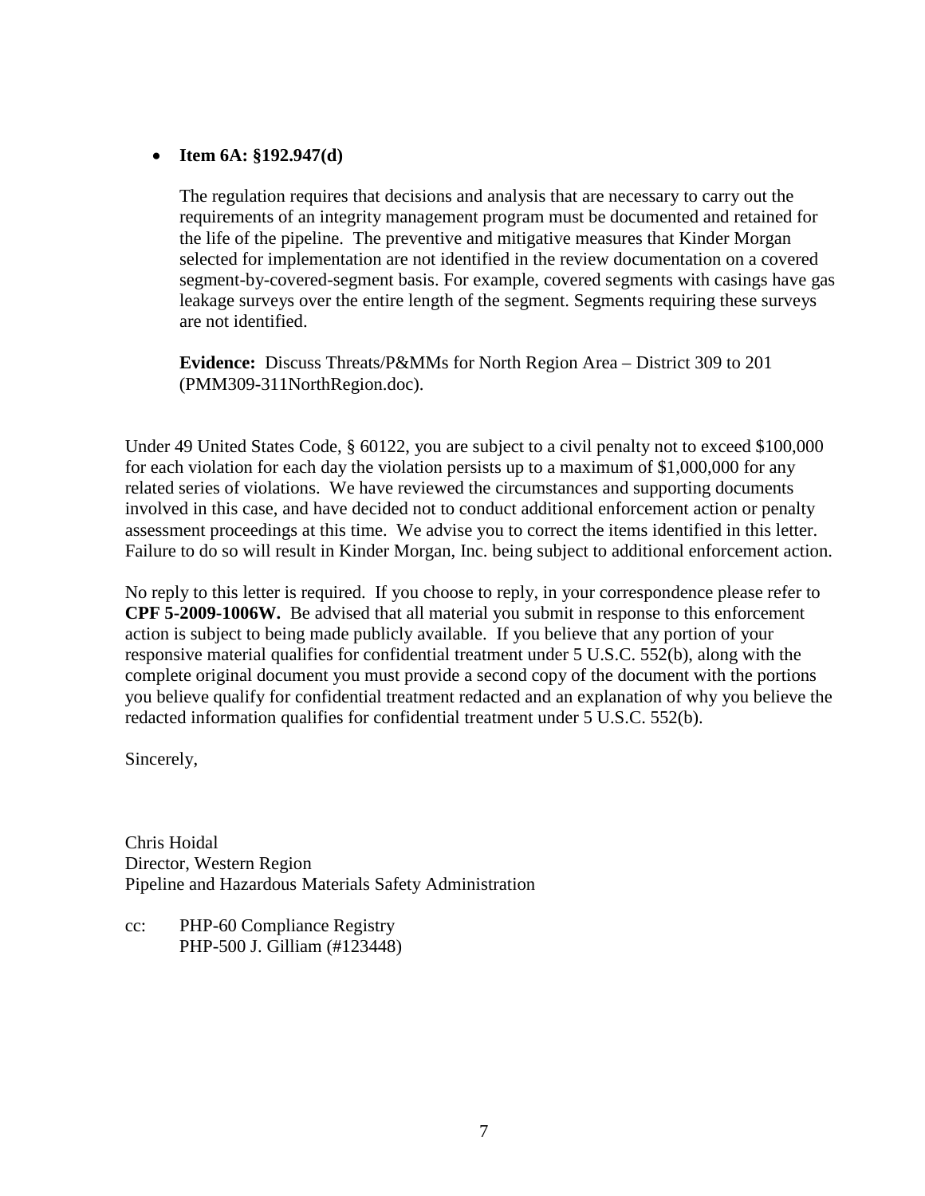- **Item 6A: §192.947(d)**

  The regulation requires that decisions and analysis that are necessary to carry out the requirements of an integrity management program must be documented and retained for the life of the pipeline. The preventive and mitigative measures that Kinder Morgan selected for implementation are not identified in the review documentation on a covered segment-by-covered-segment basis. For example, covered segments with casings have gas leakage surveys over the entire length of the segment. Segments requiring these surveys are not identified.

  **Evidence:** Discuss Threats/P&MMs for North Region Area – District 309 to 201 (PMM309-311NorthRegion.doc).

Under 49 United States Code, § 60122, you are subject to a civil penalty not to exceed $100,000 for each violation for each day the violation persists up to a maximum of $1,000,000 for any related series of violations. We have reviewed the circumstances and supporting documents involved in this case, and have decided not to conduct additional enforcement action or penalty assessment proceedings at this time. We advise you to correct the items identified in this letter. Failure to do so will result in Kinder Morgan, Inc. being subject to additional enforcement action.

No reply to this letter is required. If you choose to reply, in your correspondence please refer to **CPF 5-2009-1006W.** Be advised that all material you submit in response to this enforcement action is subject to being made publicly available. If you believe that any portion of your responsive material qualifies for confidential treatment under 5 U.S.C. 552(b), along with the complete original document you must provide a second copy of the document with the portions you believe qualify for confidential treatment redacted and an explanation of why you believe the redacted information qualifies for confidential treatment under 5 U.S.C. 552(b).

Sincerely,

Chris Hoidal
Director, Western Region
Pipeline and Hazardous Materials Safety Administration

cc: PHP-60 Compliance Registry
PHP-500 J. Gilliam (#123448)